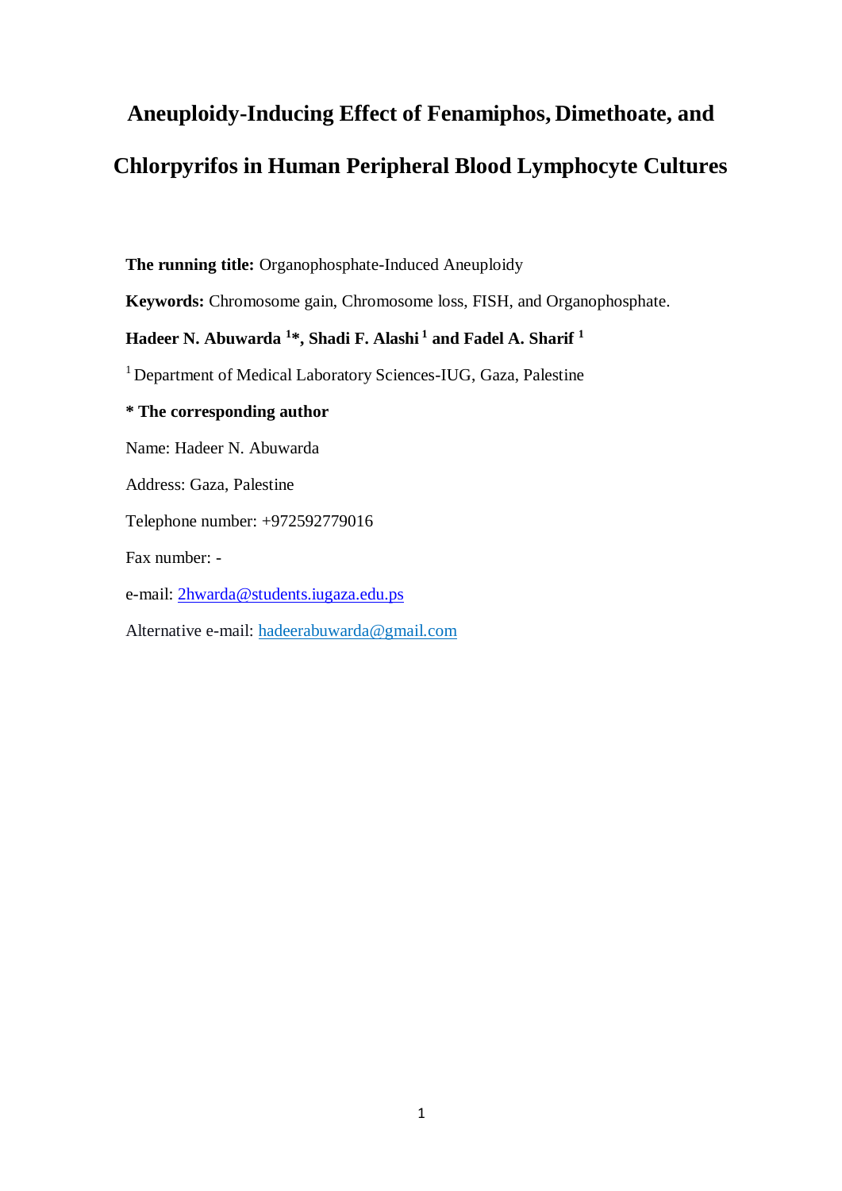# Aneuploidy-Inducing Effect of Fenamiphos, Dimethoate, and Chlorpyrifos in Human Peripheral Blood Lymphocyte Cultures

**The running title:** Organophosphate-Induced Aneuploidy

**Keywords:** Chromosome gain, Chromosome loss, FISH, and Organophosphate.

**Hadeer N. Abuwarda [1]*, Shadi F. Alashi [1] and Fadel A. Sharif [1]**

[1] Department of Medical Laboratory Sciences-IUG, Gaza, Palestine

**\* The corresponding author**

Name: Hadeer N. Abuwarda

Address: Gaza, Palestine

Telephone number: +972592779016

Fax number: -

e-mail: 2hwarda@students.iugaza.edu.ps

Alternative e-mail: hadeerabuwarda@gmail.com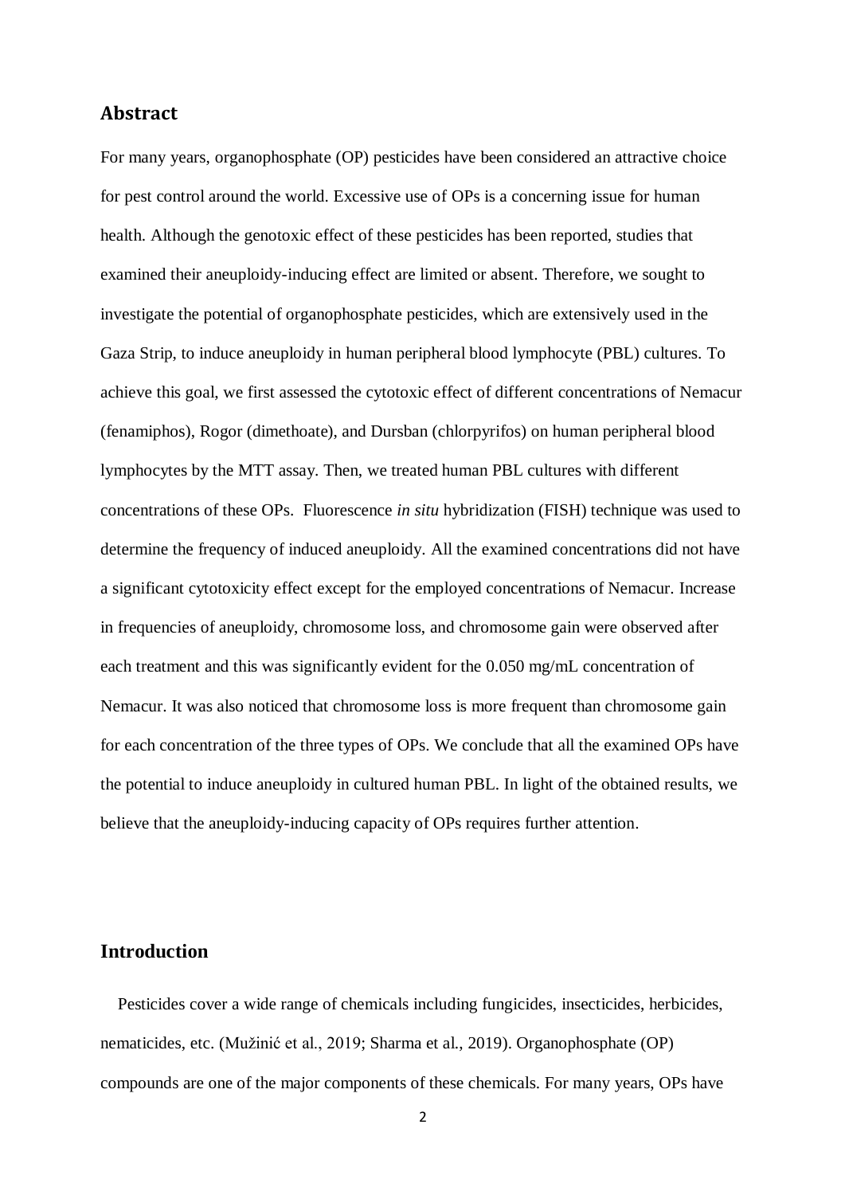## Abstract

For many years, organophosphate (OP) pesticides have been considered an attractive choice for pest control around the world. Excessive use of OPs is a concerning issue for human health. Although the genotoxic effect of these pesticides has been reported, studies that examined their aneuploidy-inducing effect are limited or absent. Therefore, we sought to investigate the potential of organophosphate pesticides, which are extensively used in the Gaza Strip, to induce aneuploidy in human peripheral blood lymphocyte (PBL) cultures. To achieve this goal, we first assessed the cytotoxic effect of different concentrations of Nemacur (fenamiphos), Rogor (dimethoate), and Dursban (chlorpyrifos) on human peripheral blood lymphocytes by the MTT assay. Then, we treated human PBL cultures with different concentrations of these OPs. Fluorescence *in situ* hybridization (FISH) technique was used to determine the frequency of induced aneuploidy. All the examined concentrations did not have a significant cytotoxicity effect except for the employed concentrations of Nemacur. Increase in frequencies of aneuploidy, chromosome loss, and chromosome gain were observed after each treatment and this was significantly evident for the 0.050 mg/mL concentration of Nemacur. It was also noticed that chromosome loss is more frequent than chromosome gain for each concentration of the three types of OPs. We conclude that all the examined OPs have the potential to induce aneuploidy in cultured human PBL. In light of the obtained results, we believe that the aneuploidy-inducing capacity of OPs requires further attention.

## Introduction

Pesticides cover a wide range of chemicals including fungicides, insecticides, herbicides, nematicides, etc. (Mužinić et al., 2019; Sharma et al., 2019). Organophosphate (OP) compounds are one of the major components of these chemicals. For many years, OPs have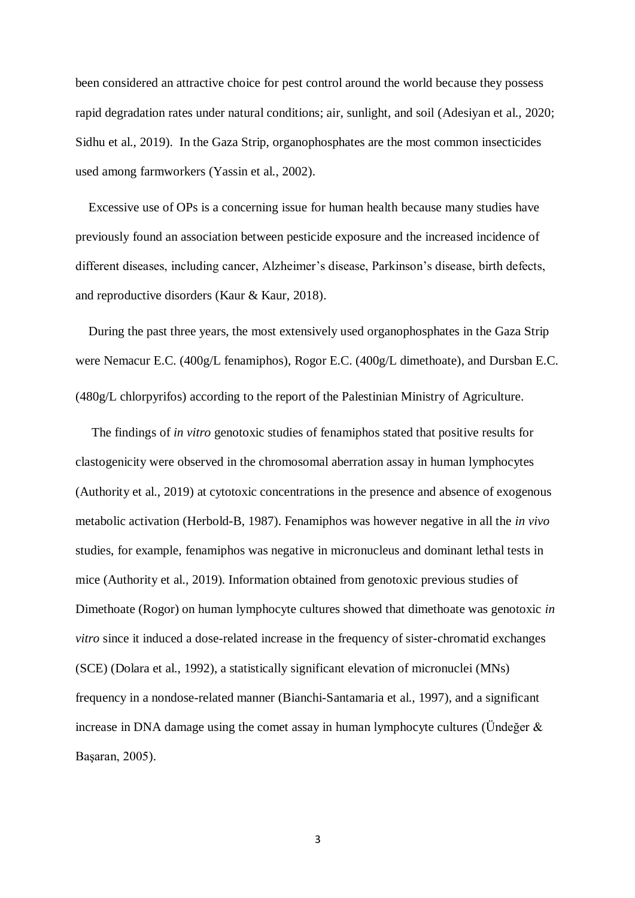been considered an attractive choice for pest control around the world because they possess rapid degradation rates under natural conditions; air, sunlight, and soil (Adesiyan et al., 2020; Sidhu et al., 2019). In the Gaza Strip, organophosphates are the most common insecticides used among farmworkers (Yassin et al., 2002).

Excessive use of OPs is a concerning issue for human health because many studies have previously found an association between pesticide exposure and the increased incidence of different diseases, including cancer, Alzheimer's disease, Parkinson's disease, birth defects, and reproductive disorders (Kaur & Kaur, 2018).

During the past three years, the most extensively used organophosphates in the Gaza Strip were Nemacur E.C. (400g/L fenamiphos), Rogor E.C. (400g/L dimethoate), and Dursban E.C. (480g/L chlorpyrifos) according to the report of the Palestinian Ministry of Agriculture.

The findings of *in vitro* genotoxic studies of fenamiphos stated that positive results for clastogenicity were observed in the chromosomal aberration assay in human lymphocytes (Authority et al., 2019) at cytotoxic concentrations in the presence and absence of exogenous metabolic activation (Herbold-B, 1987). Fenamiphos was however negative in all the *in vivo* studies, for example, fenamiphos was negative in micronucleus and dominant lethal tests in mice (Authority et al., 2019). Information obtained from genotoxic previous studies of Dimethoate (Rogor) on human lymphocyte cultures showed that dimethoate was genotoxic *in vitro* since it induced a dose-related increase in the frequency of sister-chromatid exchanges (SCE) (Dolara et al., 1992), a statistically significant elevation of micronuclei (MNs) frequency in a nondose-related manner (Bianchi-Santamaria et al., 1997), and a significant increase in DNA damage using the comet assay in human lymphocyte cultures (Ündeğer & Başaran, 2005).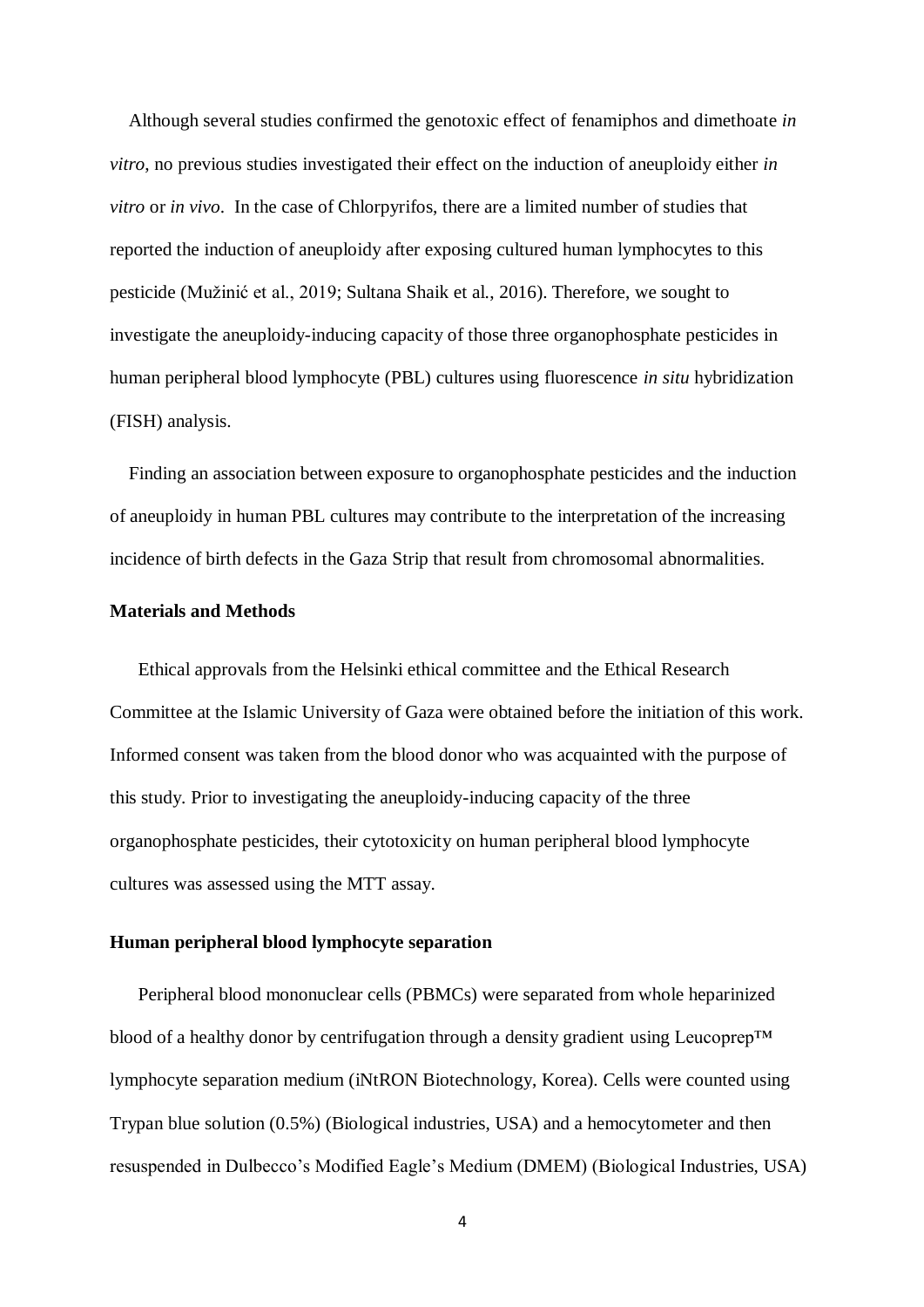Although several studies confirmed the genotoxic effect of fenamiphos and dimethoate *in vitro*, no previous studies investigated their effect on the induction of aneuploidy either *in vitro* or *in vivo*. In the case of Chlorpyrifos, there are a limited number of studies that reported the induction of aneuploidy after exposing cultured human lymphocytes to this pesticide (Mužinić et al., 2019; Sultana Shaik et al., 2016). Therefore, we sought to investigate the aneuploidy-inducing capacity of those three organophosphate pesticides in human peripheral blood lymphocyte (PBL) cultures using fluorescence *in situ* hybridization (FISH) analysis.

Finding an association between exposure to organophosphate pesticides and the induction of aneuploidy in human PBL cultures may contribute to the interpretation of the increasing incidence of birth defects in the Gaza Strip that result from chromosomal abnormalities.

## Materials and Methods

Ethical approvals from the Helsinki ethical committee and the Ethical Research Committee at the Islamic University of Gaza were obtained before the initiation of this work. Informed consent was taken from the blood donor who was acquainted with the purpose of this study. Prior to investigating the aneuploidy-inducing capacity of the three organophosphate pesticides, their cytotoxicity on human peripheral blood lymphocyte cultures was assessed using the MTT assay.

### Human peripheral blood lymphocyte separation

Peripheral blood mononuclear cells (PBMCs) were separated from whole heparinized blood of a healthy donor by centrifugation through a density gradient using Leucoprep™ lymphocyte separation medium (iNtRON Biotechnology, Korea). Cells were counted using Trypan blue solution (0.5%) (Biological industries, USA) and a hemocytometer and then resuspended in Dulbecco's Modified Eagle's Medium (DMEM) (Biological Industries, USA)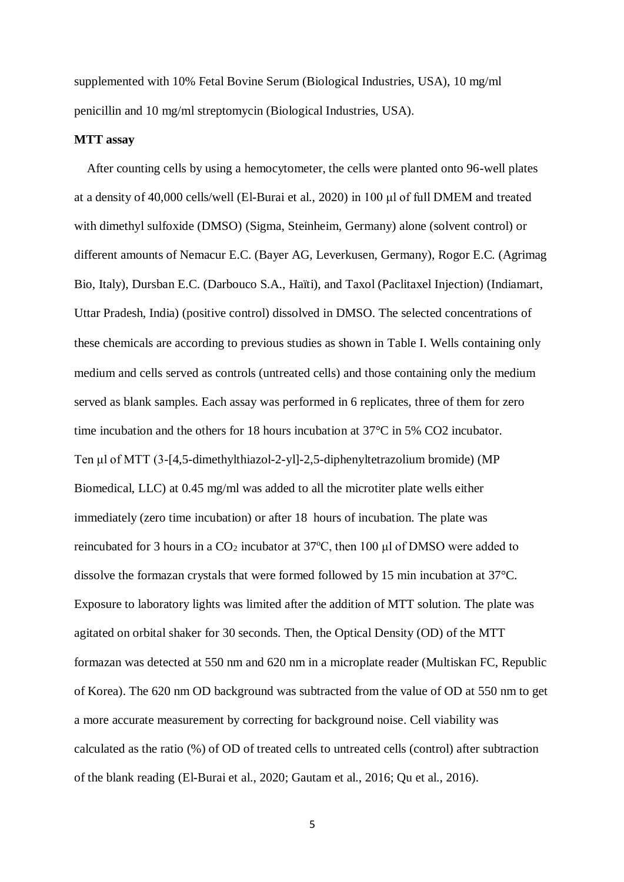supplemented with 10% Fetal Bovine Serum (Biological Industries, USA), 10 mg/ml penicillin and 10 mg/ml streptomycin (Biological Industries, USA).

**MTT assay**

After counting cells by using a hemocytometer, the cells were planted onto 96-well plates at a density of 40,000 cells/well (El-Burai et al., 2020) in 100 μl of full DMEM and treated with dimethyl sulfoxide (DMSO) (Sigma, Steinheim, Germany) alone (solvent control) or different amounts of Nemacur E.C. (Bayer AG, Leverkusen, Germany), Rogor E.C. (Agrimag Bio, Italy), Dursban E.C. (Darbouco S.A., Haïti), and Taxol (Paclitaxel Injection) (Indiamart, Uttar Pradesh, India) (positive control) dissolved in DMSO. The selected concentrations of these chemicals are according to previous studies as shown in Table I. Wells containing only medium and cells served as controls (untreated cells) and those containing only the medium served as blank samples. Each assay was performed in 6 replicates, three of them for zero time incubation and the others for 18 hours incubation at 37°C in 5% CO2 incubator. Ten μl of MTT (3-[4,5-dimethylthiazol-2-yl]-2,5-diphenyltetrazolium bromide) (MP Biomedical, LLC) at 0.45 mg/ml was added to all the microtiter plate wells either immediately (zero time incubation) or after 18 hours of incubation. The plate was reincubated for 3 hours in a $CO_2$ incubator at 37°C, then 100 μl of DMSO were added to dissolve the formazan crystals that were formed followed by 15 min incubation at 37°C. Exposure to laboratory lights was limited after the addition of MTT solution. The plate was agitated on orbital shaker for 30 seconds. Then, the Optical Density (OD) of the MTT formazan was detected at 550 nm and 620 nm in a microplate reader (Multiskan FC, Republic of Korea). The 620 nm OD background was subtracted from the value of OD at 550 nm to get a more accurate measurement by correcting for background noise. Cell viability was calculated as the ratio (%) of OD of treated cells to untreated cells (control) after subtraction of the blank reading (El-Burai et al., 2020; Gautam et al., 2016; Qu et al., 2016).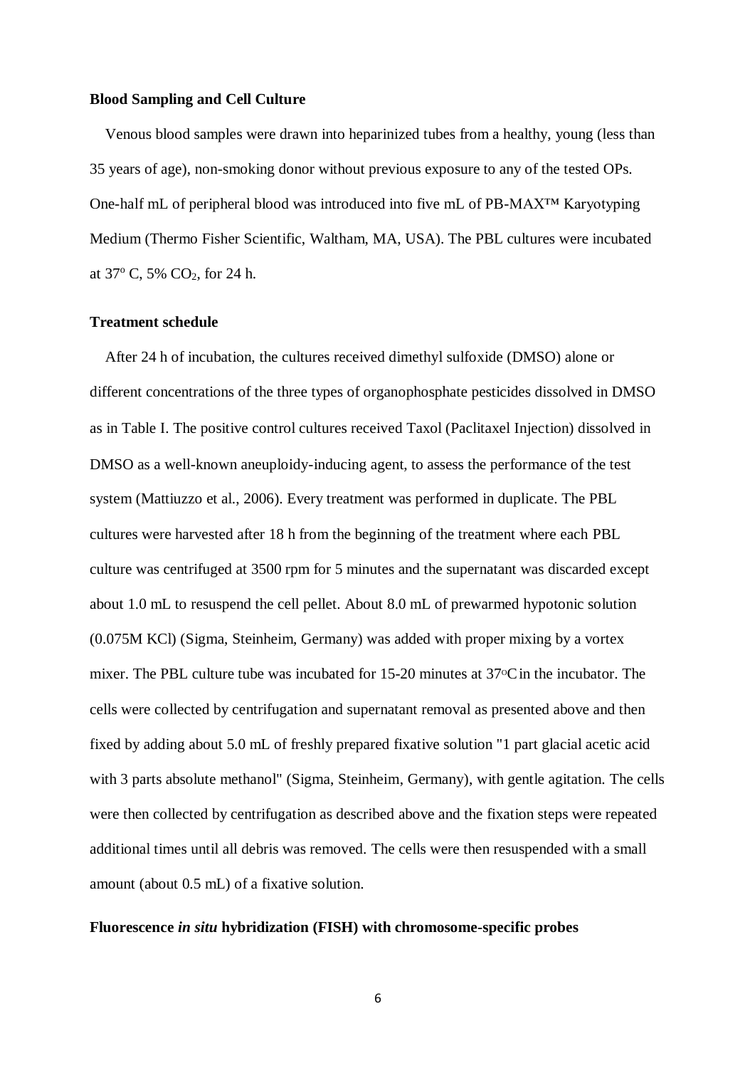**Blood Sampling and Cell Culture**

Venous blood samples were drawn into heparinized tubes from a healthy, young (less than 35 years of age), non-smoking donor without previous exposure to any of the tested OPs. One-half mL of peripheral blood was introduced into five mL of PB-MAX™ Karyotyping Medium (Thermo Fisher Scientific, Waltham, MA, USA). The PBL cultures were incubated at $37^o$ C, 5% $CO_2$, for 24 h.

**Treatment schedule**

After 24 h of incubation, the cultures received dimethyl sulfoxide (DMSO) alone or different concentrations of the three types of organophosphate pesticides dissolved in DMSO as in Table I. The positive control cultures received Taxol (Paclitaxel Injection) dissolved in DMSO as a well-known aneuploidy-inducing agent, to assess the performance of the test system (Mattiuzzo et al., 2006). Every treatment was performed in duplicate. The PBL cultures were harvested after 18 h from the beginning of the treatment where each PBL culture was centrifuged at 3500 rpm for 5 minutes and the supernatant was discarded except about 1.0 mL to resuspend the cell pellet. About 8.0 mL of prewarmed hypotonic solution (0.075M KCl) (Sigma, Steinheim, Germany) was added with proper mixing by a vortex mixer. The PBL culture tube was incubated for 15-20 minutes at $37^o$C in the incubator. The cells were collected by centrifugation and supernatant removal as presented above and then fixed by adding about 5.0 mL of freshly prepared fixative solution "1 part glacial acetic acid with 3 parts absolute methanol" (Sigma, Steinheim, Germany), with gentle agitation. The cells were then collected by centrifugation as described above and the fixation steps were repeated additional times until all debris was removed. The cells were then resuspended with a small amount (about 0.5 mL) of a fixative solution.

**Fluorescence *in situ* hybridization (FISH) with chromosome-specific probes**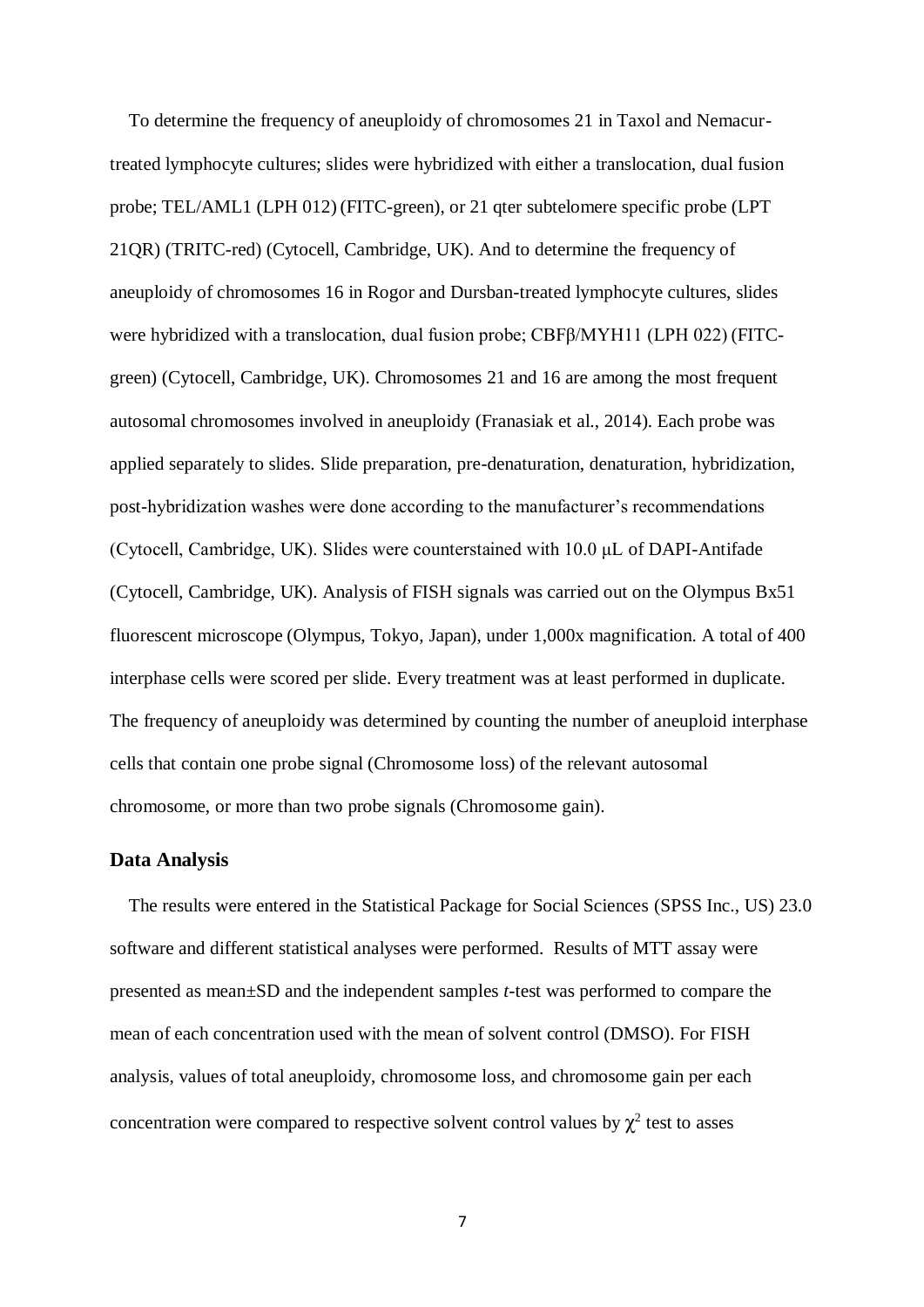To determine the frequency of aneuploidy of chromosomes 21 in Taxol and Nemacur-treated lymphocyte cultures; slides were hybridized with either a translocation, dual fusion probe; TEL/AML1 (LPH 012) (FITC-green), or 21 qter subtelomere specific probe (LPT 21QR) (TRITC-red) (Cytocell, Cambridge, UK). And to determine the frequency of aneuploidy of chromosomes 16 in Rogor and Dursban-treated lymphocyte cultures, slides were hybridized with a translocation, dual fusion probe; CBFβ/MYH11 (LPH 022) (FITC-green) (Cytocell, Cambridge, UK). Chromosomes 21 and 16 are among the most frequent autosomal chromosomes involved in aneuploidy (Franasiak et al., 2014). Each probe was applied separately to slides. Slide preparation, pre-denaturation, denaturation, hybridization, post-hybridization washes were done according to the manufacturer's recommendations (Cytocell, Cambridge, UK). Slides were counterstained with 10.0 μL of DAPI-Antifade (Cytocell, Cambridge, UK). Analysis of FISH signals was carried out on the Olympus Bx51 fluorescent microscope (Olympus, Tokyo, Japan), under 1,000x magnification. A total of 400 interphase cells were scored per slide. Every treatment was at least performed in duplicate. The frequency of aneuploidy was determined by counting the number of aneuploid interphase cells that contain one probe signal (Chromosome loss) of the relevant autosomal chromosome, or more than two probe signals (Chromosome gain).

### Data Analysis

The results were entered in the Statistical Package for Social Sciences (SPSS Inc., US) 23.0 software and different statistical analyses were performed. Results of MTT assay were presented as mean±SD and the independent samples *t*-test was performed to compare the mean of each concentration used with the mean of solvent control (DMSO). For FISH analysis, values of total aneuploidy, chromosome loss, and chromosome gain per each concentration were compared to respective solvent control values by $\chi^2$ test to asses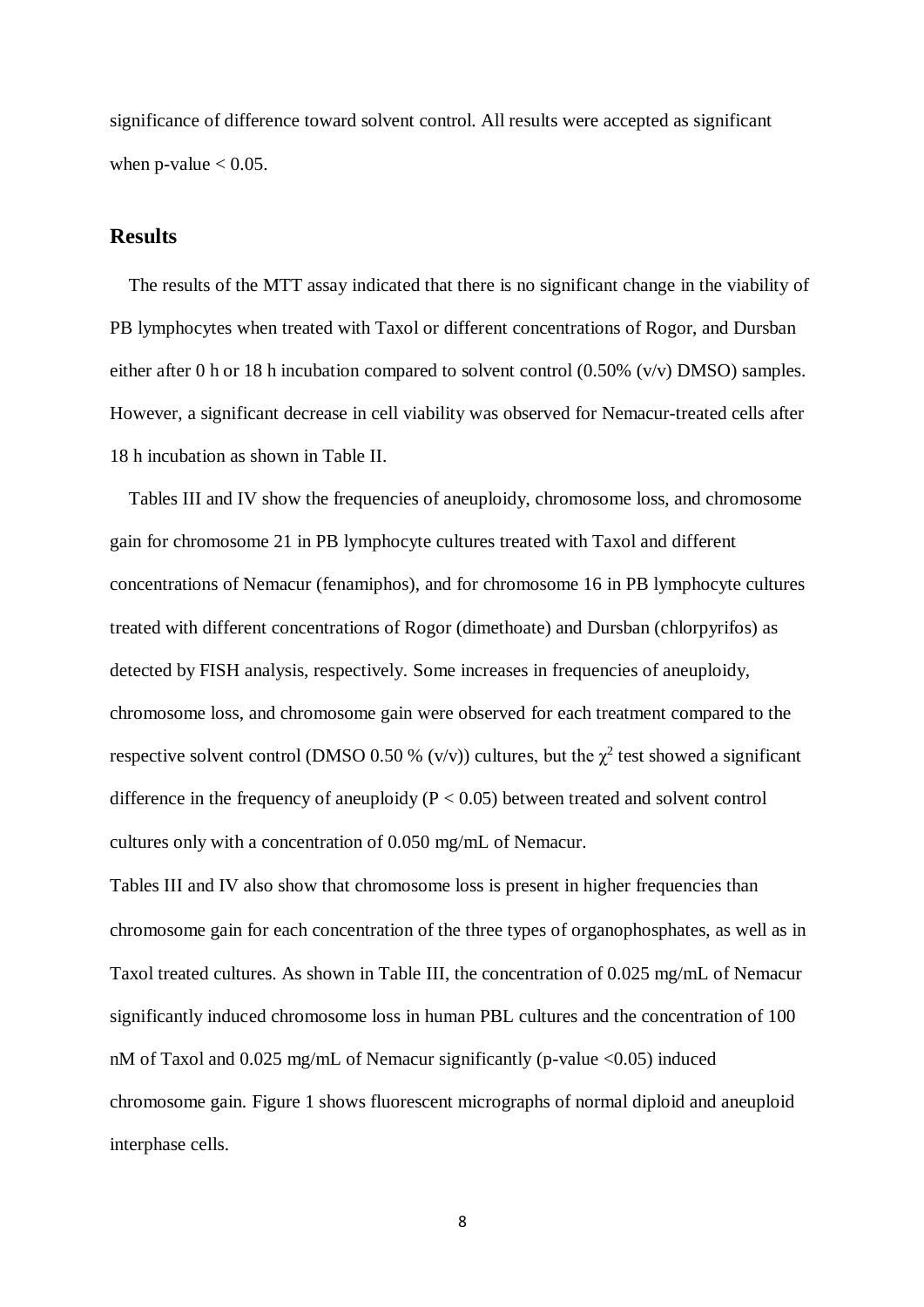significance of difference toward solvent control. All results were accepted as significant when p-value < 0.05.

## Results

The results of the MTT assay indicated that there is no significant change in the viability of PB lymphocytes when treated with Taxol or different concentrations of Rogor, and Dursban either after 0 h or 18 h incubation compared to solvent control (0.50% (v/v) DMSO) samples. However, a significant decrease in cell viability was observed for Nemacur-treated cells after 18 h incubation as shown in Table II.

Tables III and IV show the frequencies of aneuploidy, chromosome loss, and chromosome gain for chromosome 21 in PB lymphocyte cultures treated with Taxol and different concentrations of Nemacur (fenamiphos), and for chromosome 16 in PB lymphocyte cultures treated with different concentrations of Rogor (dimethoate) and Dursban (chlorpyrifos) as detected by FISH analysis, respectively. Some increases in frequencies of aneuploidy, chromosome loss, and chromosome gain were observed for each treatment compared to the respective solvent control (DMSO 0.50 % (v/v)) cultures, but the $\chi^2$ test showed a significant difference in the frequency of aneuploidy ($P < 0.05$) between treated and solvent control cultures only with a concentration of 0.050 mg/mL of Nemacur.

Tables III and IV also show that chromosome loss is present in higher frequencies than chromosome gain for each concentration of the three types of organophosphates, as well as in Taxol treated cultures. As shown in Table III, the concentration of 0.025 mg/mL of Nemacur significantly induced chromosome loss in human PBL cultures and the concentration of 100 nM of Taxol and 0.025 mg/mL of Nemacur significantly (p-value <0.05) induced chromosome gain. Figure 1 shows fluorescent micrographs of normal diploid and aneuploid interphase cells.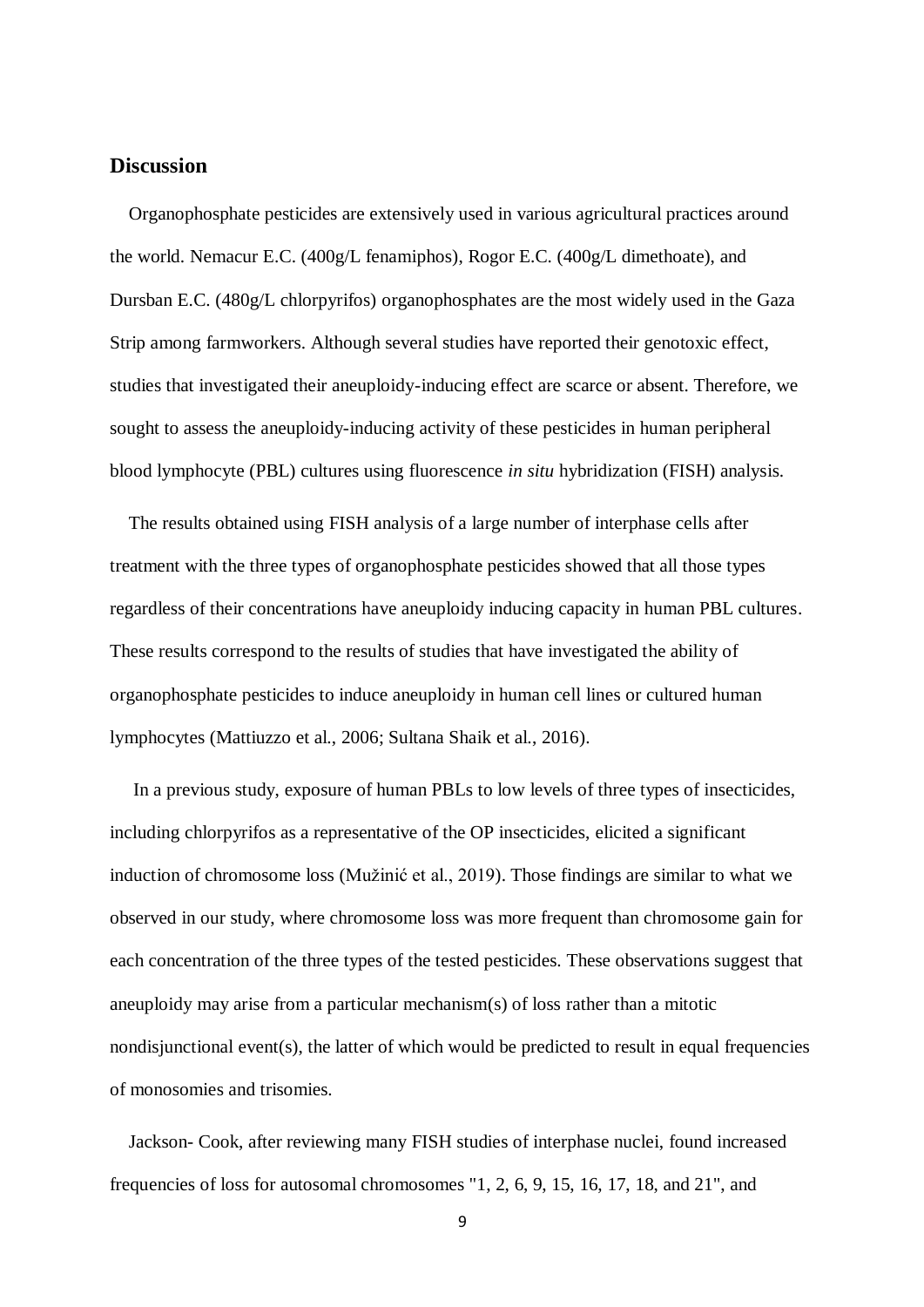## Discussion

Organophosphate pesticides are extensively used in various agricultural practices around the world. Nemacur E.C. (400g/L fenamiphos), Rogor E.C. (400g/L dimethoate), and Dursban E.C. (480g/L chlorpyrifos) organophosphates are the most widely used in the Gaza Strip among farmworkers. Although several studies have reported their genotoxic effect, studies that investigated their aneuploidy-inducing effect are scarce or absent. Therefore, we sought to assess the aneuploidy-inducing activity of these pesticides in human peripheral blood lymphocyte (PBL) cultures using fluorescence *in situ* hybridization (FISH) analysis.

The results obtained using FISH analysis of a large number of interphase cells after treatment with the three types of organophosphate pesticides showed that all those types regardless of their concentrations have aneuploidy inducing capacity in human PBL cultures. These results correspond to the results of studies that have investigated the ability of organophosphate pesticides to induce aneuploidy in human cell lines or cultured human lymphocytes (Mattiuzzo et al., 2006; Sultana Shaik et al., 2016).

In a previous study, exposure of human PBLs to low levels of three types of insecticides, including chlorpyrifos as a representative of the OP insecticides, elicited a significant induction of chromosome loss (Mužinić et al., 2019). Those findings are similar to what we observed in our study, where chromosome loss was more frequent than chromosome gain for each concentration of the three types of the tested pesticides. These observations suggest that aneuploidy may arise from a particular mechanism(s) of loss rather than a mitotic nondisjunctional event(s), the latter of which would be predicted to result in equal frequencies of monosomies and trisomies.

Jackson- Cook, after reviewing many FISH studies of interphase nuclei, found increased frequencies of loss for autosomal chromosomes "1, 2, 6, 9, 15, 16, 17, 18, and 21", and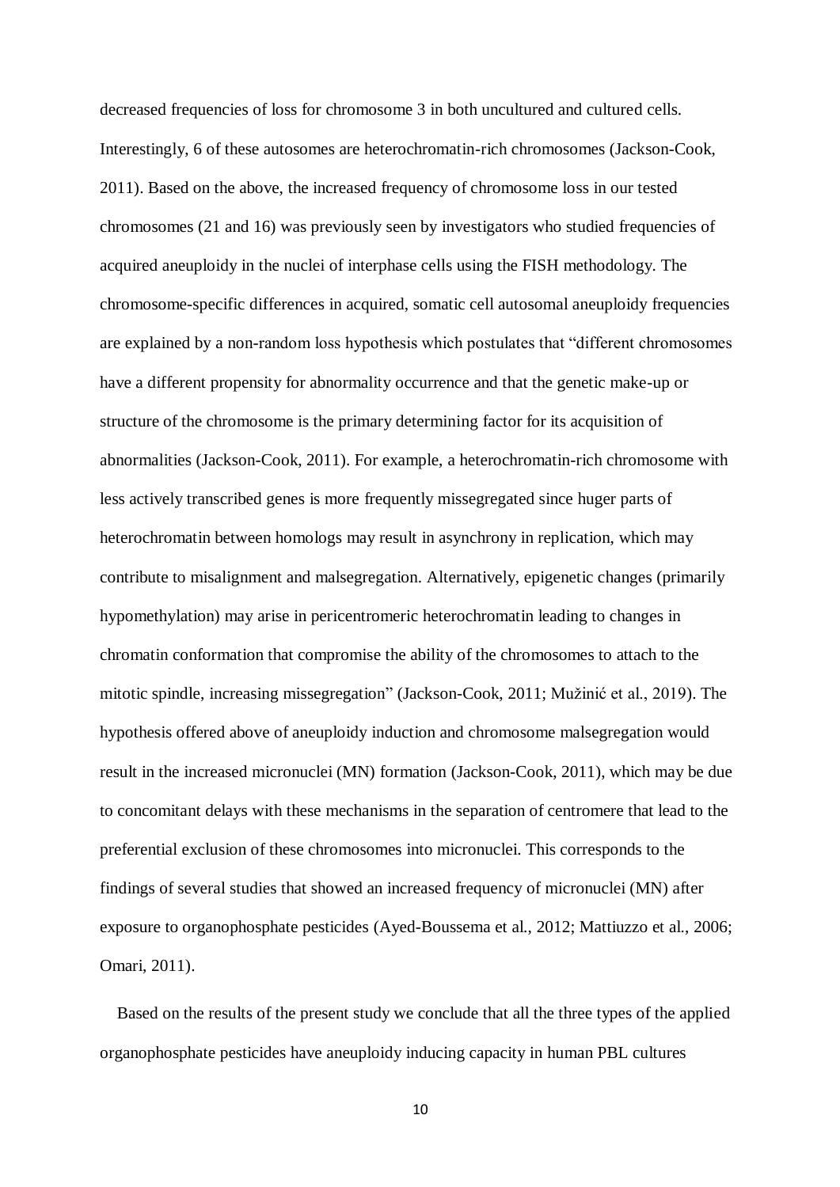decreased frequencies of loss for chromosome 3 in both uncultured and cultured cells. Interestingly, 6 of these autosomes are heterochromatin-rich chromosomes (Jackson-Cook, 2011). Based on the above, the increased frequency of chromosome loss in our tested chromosomes (21 and 16) was previously seen by investigators who studied frequencies of acquired aneuploidy in the nuclei of interphase cells using the FISH methodology. The chromosome-specific differences in acquired, somatic cell autosomal aneuploidy frequencies are explained by a non-random loss hypothesis which postulates that "different chromosomes have a different propensity for abnormality occurrence and that the genetic make-up or structure of the chromosome is the primary determining factor for its acquisition of abnormalities (Jackson-Cook, 2011). For example, a heterochromatin-rich chromosome with less actively transcribed genes is more frequently missegregated since huger parts of heterochromatin between homologs may result in asynchrony in replication, which may contribute to misalignment and malsegregation. Alternatively, epigenetic changes (primarily hypomethylation) may arise in pericentromeric heterochromatin leading to changes in chromatin conformation that compromise the ability of the chromosomes to attach to the mitotic spindle, increasing missegregation" (Jackson-Cook, 2011; Mužinić et al., 2019). The hypothesis offered above of aneuploidy induction and chromosome malsegregation would result in the increased micronuclei (MN) formation (Jackson-Cook, 2011), which may be due to concomitant delays with these mechanisms in the separation of centromere that lead to the preferential exclusion of these chromosomes into micronuclei. This corresponds to the findings of several studies that showed an increased frequency of micronuclei (MN) after exposure to organophosphate pesticides (Ayed-Boussema et al., 2012; Mattiuzzo et al., 2006; Omari, 2011).

Based on the results of the present study we conclude that all the three types of the applied organophosphate pesticides have aneuploidy inducing capacity in human PBL cultures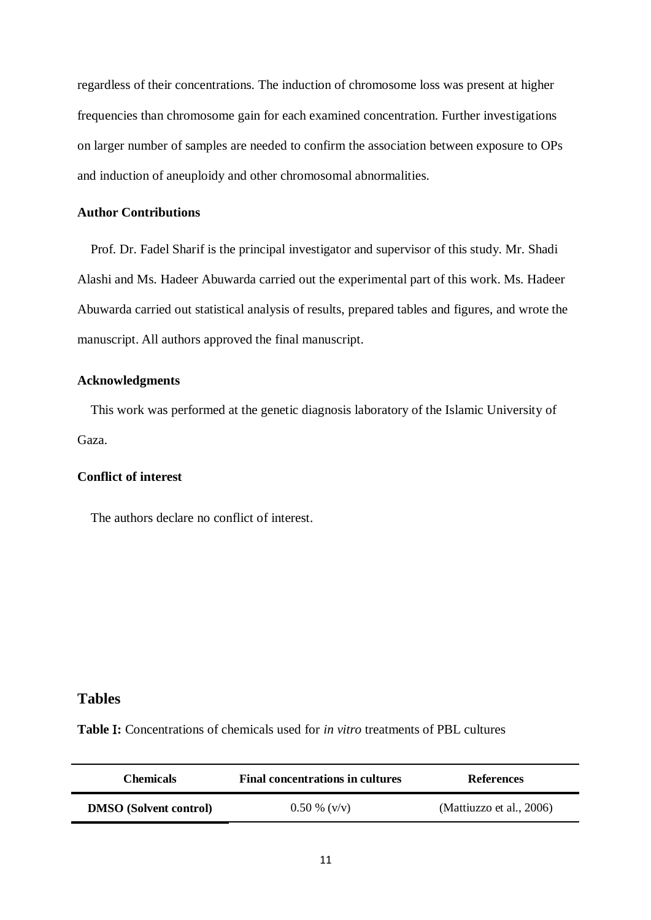regardless of their concentrations. The induction of chromosome loss was present at higher frequencies than chromosome gain for each examined concentration. Further investigations on larger number of samples are needed to confirm the association between exposure to OPs and induction of aneuploidy and other chromosomal abnormalities.

**Author Contributions**

Prof. Dr. Fadel Sharif is the principal investigator and supervisor of this study. Mr. Shadi Alashi and Ms. Hadeer Abuwarda carried out the experimental part of this work. Ms. Hadeer Abuwarda carried out statistical analysis of results, prepared tables and figures, and wrote the manuscript. All authors approved the final manuscript.

**Acknowledgments**

This work was performed at the genetic diagnosis laboratory of the Islamic University of Gaza.

**Conflict of interest**

The authors declare no conflict of interest.

## Tables

**Table I:** Concentrations of chemicals used for *in vitro* treatments of PBL cultures

| Chemicals | Final concentrations in cultures | References |
|---|---|---|
| **DMSO (Solvent control)** | 0.50 % (v/v) | (Mattiuzzo et al., 2006) |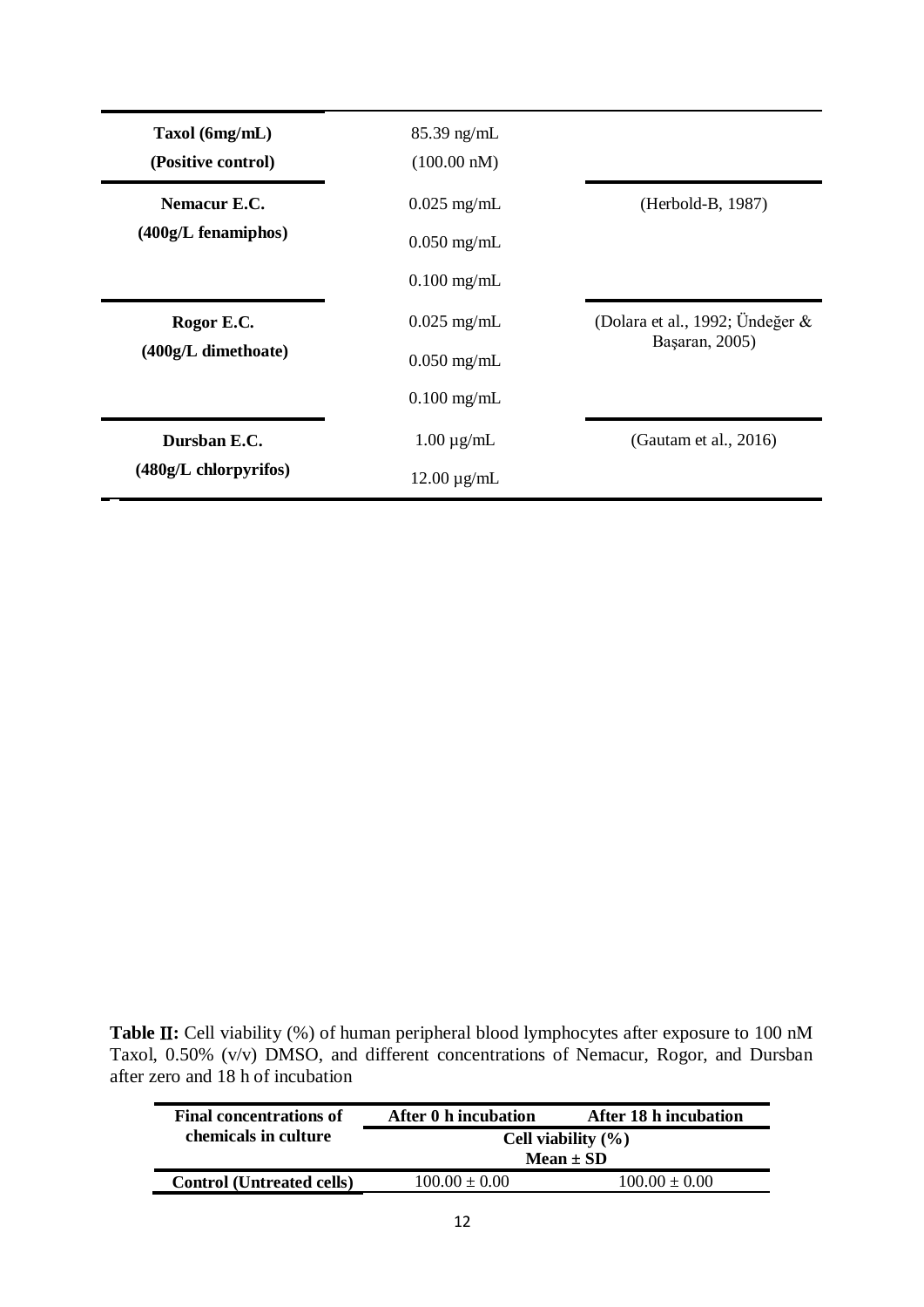| | | |
|---|---|---|
| **Taxol (6mg/mL)** **(Positive control)** | 85.39 ng/mL (100.00 nM) | |
| **Nemacur E.C.** **(400g/L fenamiphos)** | 0.025 mg/mL | (Herbold-B, 1987) |
| | 0.050 mg/mL | |
| | 0.100 mg/mL | |
| **Rogor E.C.** **(400g/L dimethoate)** | 0.025 mg/mL | (Dolara et al., 1992; Ündeğer & Başaran, 2005) |
| | 0.050 mg/mL | |
| | 0.100 mg/mL | |
| **Dursban E.C.** **(480g/L chlorpyrifos)** | 1.00 µg/mL | (Gautam et al., 2016) |
| | 12.00 µg/mL | |

**Table II:** Cell viability (%) of human peripheral blood lymphocytes after exposure to 100 nM Taxol, 0.50% (v/v) DMSO, and different concentrations of Nemacur, Rogor, and Dursban after zero and 18 h of incubation

| **Final concentrations of chemicals in culture** | **After 0 h incubation** | **After 18 h incubation** |
|---|---|---|
| | **Cell viability (%)** **Mean ± SD** | |
| **Control (Untreated cells)** | 100.00 ± 0.00 | 100.00 ± 0.00 |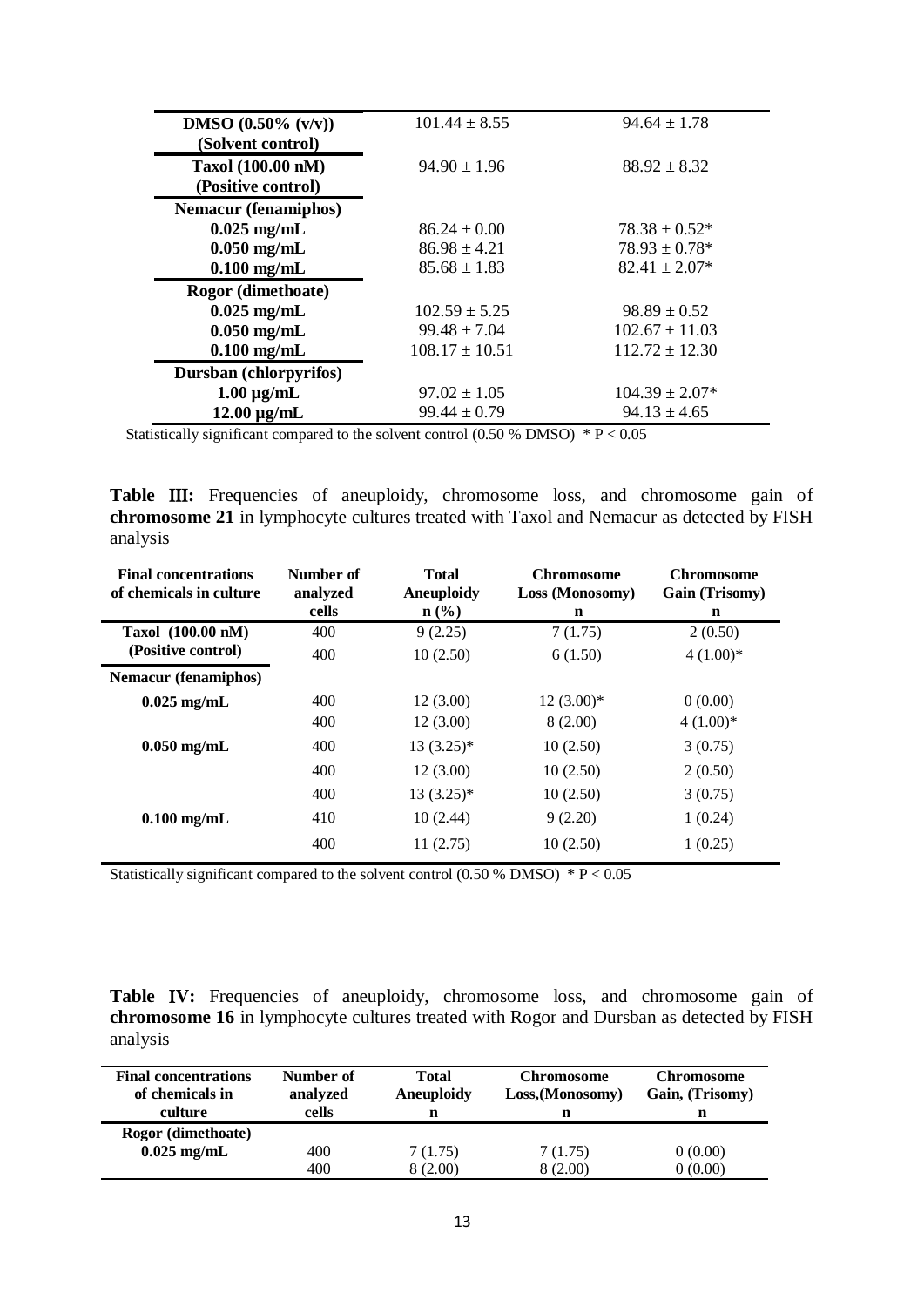| | | |
|---|---|---|
| **DMSO (0.50% (v/v)) (Solvent control)** | 101.44 ± 8.55 | 94.64 ± 1.78 |
| **Taxol (100.00 nM) (Positive control)** | 94.90 ± 1.96 | 88.92 ± 8.32 |
| **Nemacur (fenamiphos)** | | |
| **0.025 mg/mL** | 86.24 ± 0.00 | 78.38 ± 0.52* |
| **0.050 mg/mL** | 86.98 ± 4.21 | 78.93 ± 0.78* |
| **0.100 mg/mL** | 85.68 ± 1.83 | 82.41 ± 2.07* |
| **Rogor (dimethoate)** | | |
| **0.025 mg/mL** | 102.59 ± 5.25 | 98.89 ± 0.52 |
| **0.050 mg/mL** | 99.48 ± 7.04 | 102.67 ± 11.03 |
| **0.100 mg/mL** | 108.17 ± 10.51 | 112.72 ± 12.30 |
| **Dursban (chlorpyrifos)** | | |
| **1.00 µg/mL** | 97.02 ± 1.05 | 104.39 ± 2.07* |
| **12.00 µg/mL** | 99.44 ± 0.79 | 94.13 ± 4.65 |

Statistically significant compared to the solvent control (0.50 % DMSO) * $P < 0.05$

**Table III:** Frequencies of aneuploidy, chromosome loss, and chromosome gain of **chromosome 21** in lymphocyte cultures treated with Taxol and Nemacur as detected by FISH analysis

| Final concentrations of chemicals in culture | Number of analyzed cells | Total Aneuploidy n (%) | Chromosome Loss (Monosomy) n | Chromosome Gain (Trisomy) n |
|---|---|---|---|---|
| **Taxol (100.00 nM) (Positive control)** | 400 | 9 (2.25) | 7 (1.75) | 2 (0.50) |
| | 400 | 10 (2.50) | 6 (1.50) | 4 (1.00)* |
| **Nemacur (fenamiphos)** | | | | |
| **0.025 mg/mL** | 400 | 12 (3.00) | 12 (3.00)* | 0 (0.00) |
| | 400 | 12 (3.00) | 8 (2.00) | 4 (1.00)* |
| **0.050 mg/mL** | 400 | 13 (3.25)* | 10 (2.50) | 3 (0.75) |
| | 400 | 12 (3.00) | 10 (2.50) | 2 (0.50) |
| | 400 | 13 (3.25)* | 10 (2.50) | 3 (0.75) |
| **0.100 mg/mL** | 410 | 10 (2.44) | 9 (2.20) | 1 (0.24) |
| | 400 | 11 (2.75) | 10 (2.50) | 1 (0.25) |

Statistically significant compared to the solvent control (0.50 % DMSO) * $P < 0.05$

**Table IV:** Frequencies of aneuploidy, chromosome loss, and chromosome gain of **chromosome 16** in lymphocyte cultures treated with Rogor and Dursban as detected by FISH analysis

| Final concentrations of chemicals in culture | Number of analyzed cells | Total Aneuploidy n | Chromosome Loss,(Monosomy) n | Chromosome Gain, (Trisomy) n |
|---|---|---|---|---|
| **Rogor (dimethoate)** | | | | |
| **0.025 mg/mL** | 400 | 7 (1.75) | 7 (1.75) | 0 (0.00) |
| | 400 | 8 (2.00) | 8 (2.00) | 0 (0.00) |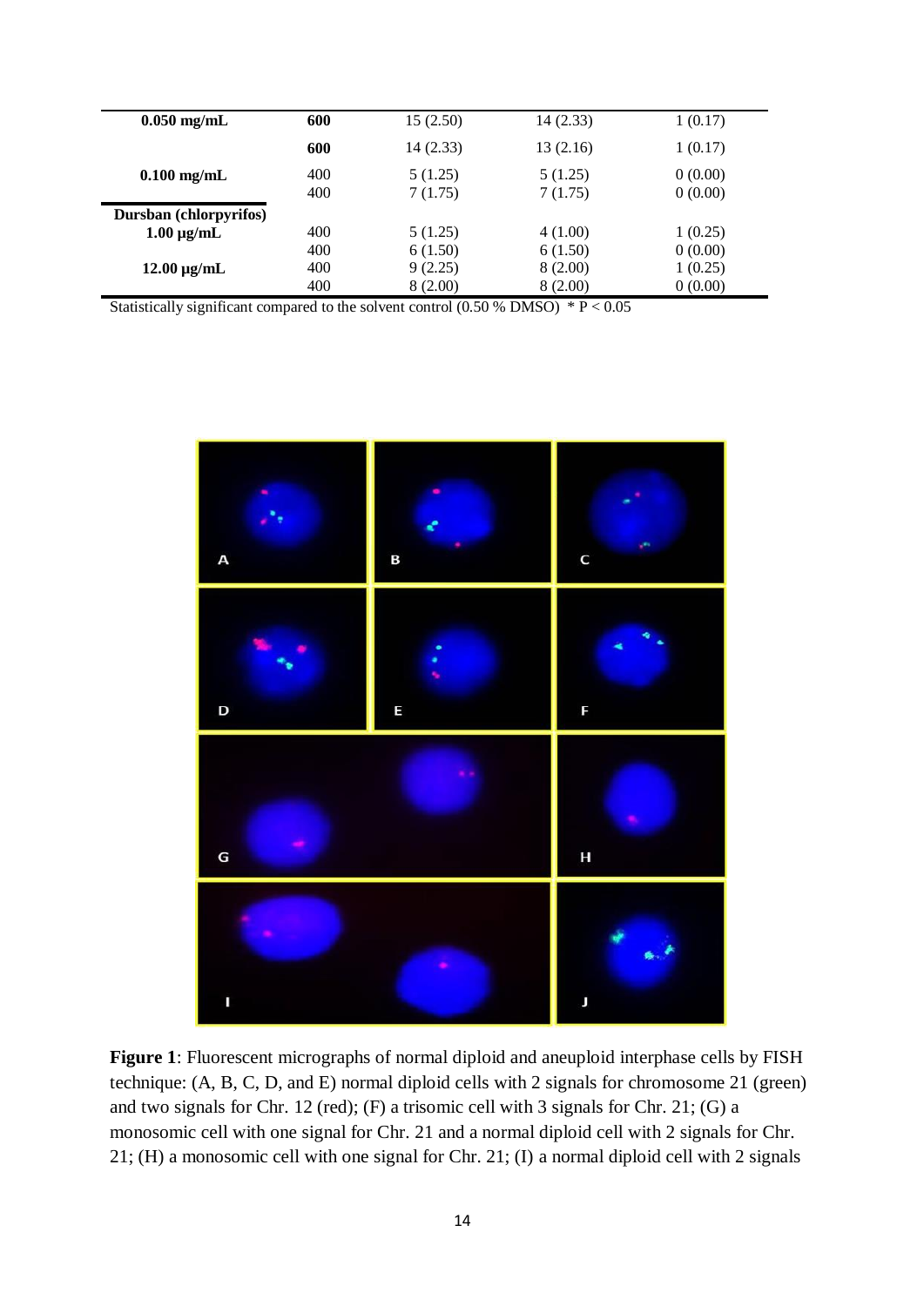| | | | | |
|---|---|---|---|---|
| **0.050 mg/mL** | **600** | 15 (2.50) | 14 (2.33) | 1 (0.17) |
| | **600** | 14 (2.33) | 13 (2.16) | 1 (0.17) |
| **0.100 mg/mL** | 400 | 5 (1.25) | 5 (1.25) | 0 (0.00) |
| | 400 | 7 (1.75) | 7 (1.75) | 0 (0.00) |
| **Dursban (chlorpyrifos)** | | | | |
| **1.00 µg/mL** | 400 | 5 (1.25) | 4 (1.00) | 1 (0.25) |
| | 400 | 6 (1.50) | 6 (1.50) | 0 (0.00) |
| **12.00 µg/mL** | 400 | 9 (2.25) | 8 (2.00) | 1 (0.25) |
| | 400 | 8 (2.00) | 8 (2.00) | 0 (0.00) |

Statistically significant compared to the solvent control (0.50 % DMSO) * $P < 0.05$

**Figure 1**: Fluorescent micrographs of normal diploid and aneuploid interphase cells by FISH technique: (A, B, C, D, and E) normal diploid cells with 2 signals for chromosome 21 (green) and two signals for Chr. 12 (red); (F) a trisomic cell with 3 signals for Chr. 21; (G) a monosomic cell with one signal for Chr. 21 and a normal diploid cell with 2 signals for Chr. 21; (H) a monosomic cell with one signal for Chr. 21; (I) a normal diploid cell with 2 signals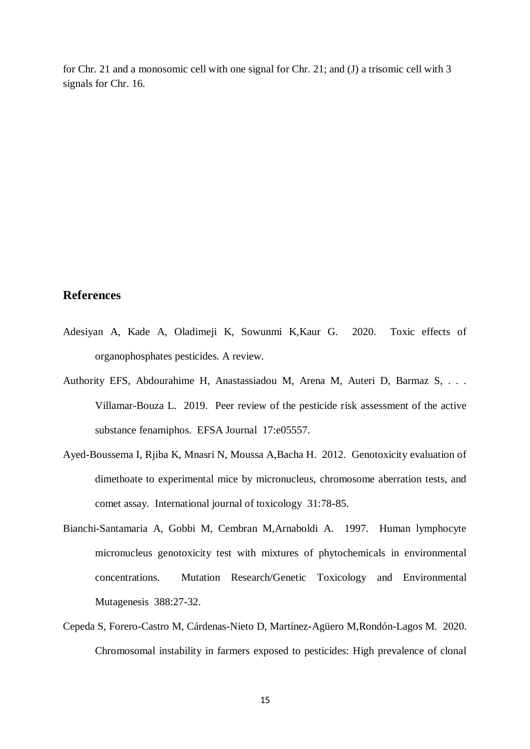for Chr. 21 and a monosomic cell with one signal for Chr. 21; and (J) a trisomic cell with 3 signals for Chr. 16.

## References

Adesiyan A, Kade A, Oladimeji K, Sowunmi K,Kaur G. 2020. Toxic effects of organophosphates pesticides. A review.

Authority EFS, Abdourahime H, Anastassiadou M, Arena M, Auteri D, Barmaz S, . . . Villamar-Bouza L. 2019. Peer review of the pesticide risk assessment of the active substance fenamiphos. EFSA Journal 17:e05557.

Ayed-Boussema I, Rjiba K, Mnasri N, Moussa A,Bacha H. 2012. Genotoxicity evaluation of dimethoate to experimental mice by micronucleus, chromosome aberration tests, and comet assay. International journal of toxicology 31:78-85.

Bianchi-Santamaria A, Gobbi M, Cembran M,Arnaboldi A. 1997. Human lymphocyte micronucleus genotoxicity test with mixtures of phytochemicals in environmental concentrations. Mutation Research/Genetic Toxicology and Environmental Mutagenesis 388:27-32.

Cepeda S, Forero-Castro M, Cárdenas-Nieto D, Martínez-Agüero M,Rondón-Lagos M. 2020. Chromosomal instability in farmers exposed to pesticides: High prevalence of clonal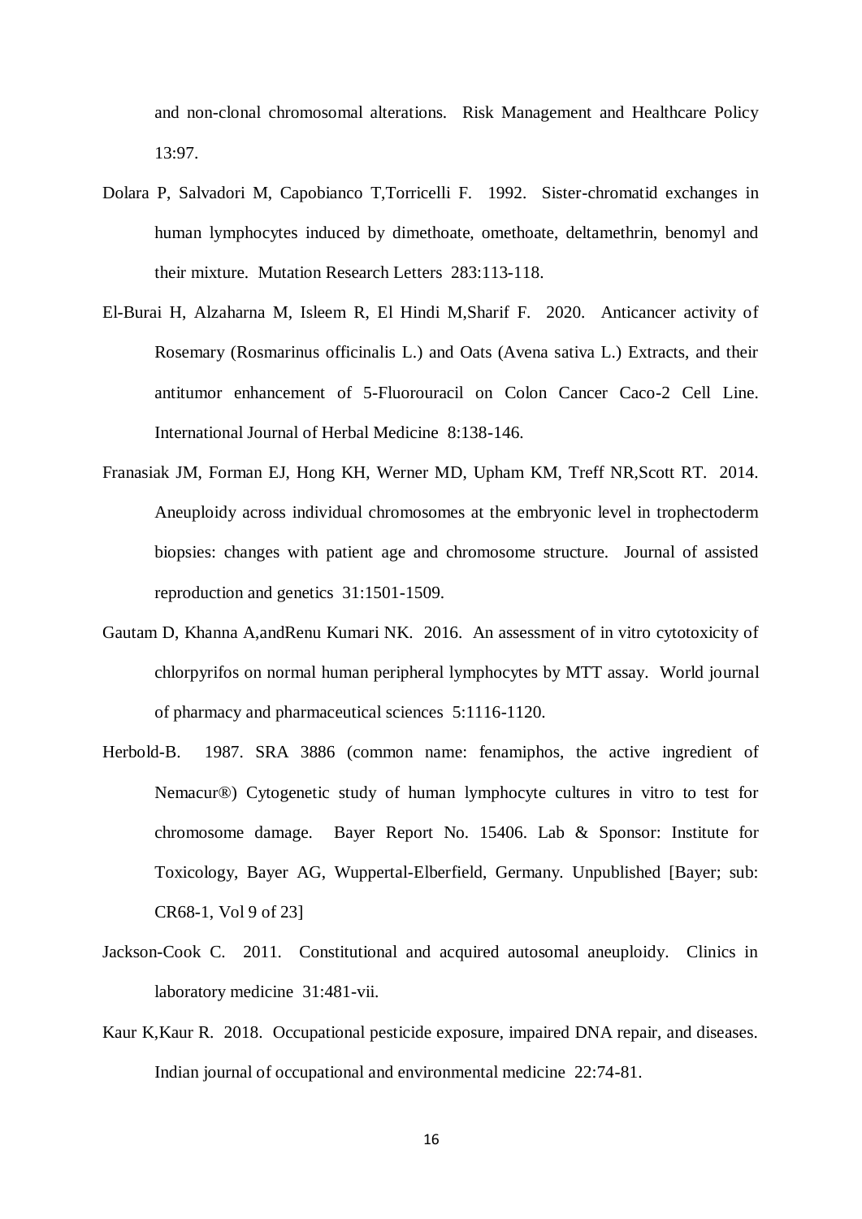and non-clonal chromosomal alterations. Risk Management and Healthcare Policy 13:97.

Dolara P, Salvadori M, Capobianco T,Torricelli F. 1992. Sister-chromatid exchanges in human lymphocytes induced by dimethoate, omethoate, deltamethrin, benomyl and their mixture. Mutation Research Letters 283:113-118.

El-Burai H, Alzaharna M, Isleem R, El Hindi M,Sharif F. 2020. Anticancer activity of Rosemary (Rosmarinus officinalis L.) and Oats (Avena sativa L.) Extracts, and their antitumor enhancement of 5-Fluorouracil on Colon Cancer Caco-2 Cell Line. International Journal of Herbal Medicine 8:138-146.

Franasiak JM, Forman EJ, Hong KH, Werner MD, Upham KM, Treff NR,Scott RT. 2014. Aneuploidy across individual chromosomes at the embryonic level in trophectoderm biopsies: changes with patient age and chromosome structure. Journal of assisted reproduction and genetics 31:1501-1509.

Gautam D, Khanna A,andRenu Kumari NK. 2016. An assessment of in vitro cytotoxicity of chlorpyrifos on normal human peripheral lymphocytes by MTT assay. World journal of pharmacy and pharmaceutical sciences 5:1116-1120.

Herbold-B. 1987. SRA 3886 (common name: fenamiphos, the active ingredient of Nemacur®) Cytogenetic study of human lymphocyte cultures in vitro to test for chromosome damage. Bayer Report No. 15406. Lab & Sponsor: Institute for Toxicology, Bayer AG, Wuppertal-Elberfield, Germany. Unpublished [Bayer; sub: CR68-1, Vol 9 of 23]

Jackson-Cook C. 2011. Constitutional and acquired autosomal aneuploidy. Clinics in laboratory medicine 31:481-vii.

Kaur K,Kaur R. 2018. Occupational pesticide exposure, impaired DNA repair, and diseases. Indian journal of occupational and environmental medicine 22:74-81.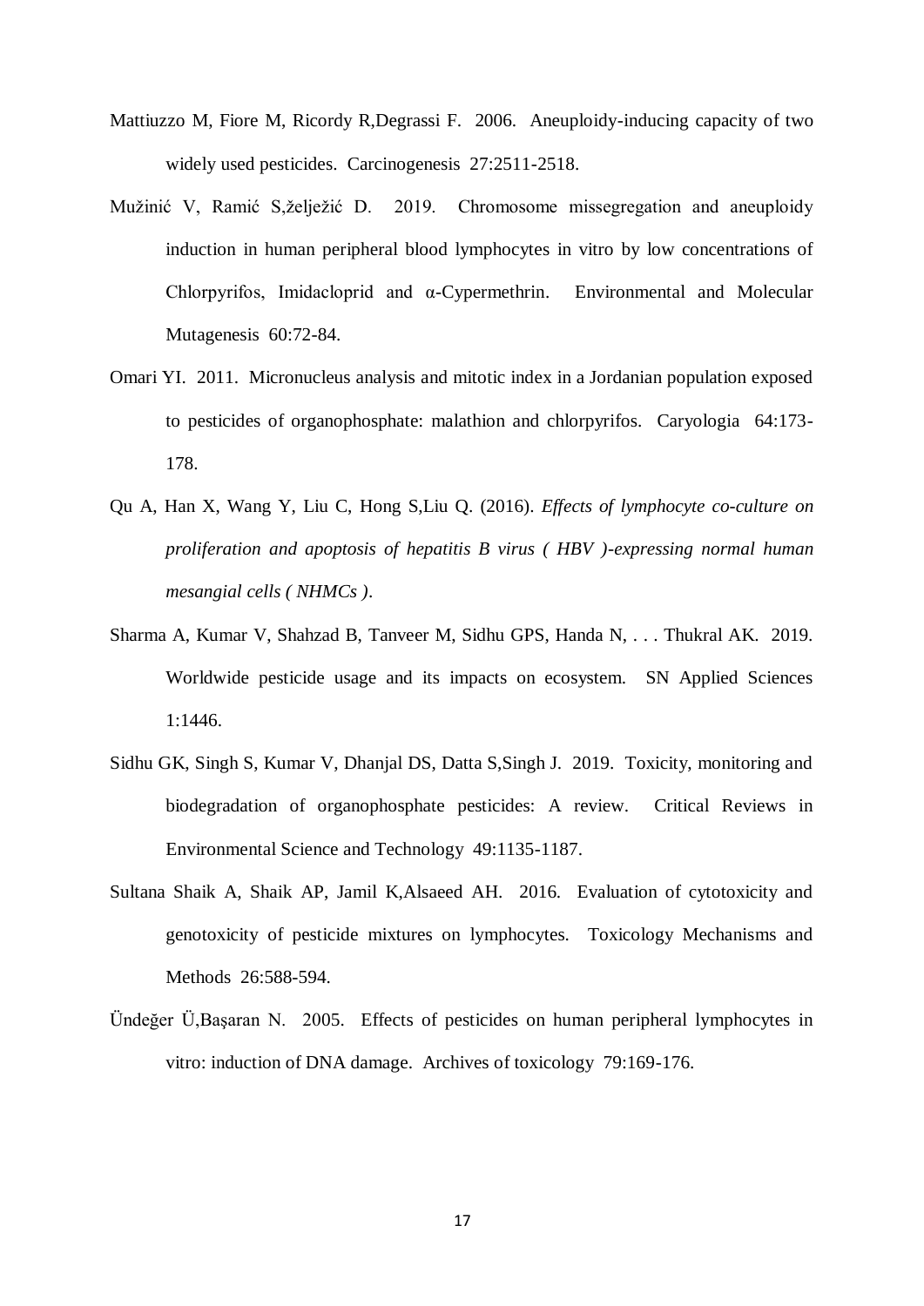Mattiuzzo M, Fiore M, Ricordy R,Degrassi F. 2006. Aneuploidy-inducing capacity of two widely used pesticides. Carcinogenesis 27:2511-2518.

Mužinić V, Ramić S,želježić D. 2019. Chromosome missegregation and aneuploidy induction in human peripheral blood lymphocytes in vitro by low concentrations of Chlorpyrifos, Imidacloprid and α-Cypermethrin. Environmental and Molecular Mutagenesis 60:72-84.

Omari YI. 2011. Micronucleus analysis and mitotic index in a Jordanian population exposed to pesticides of organophosphate: malathion and chlorpyrifos. Caryologia 64:173-178.

Qu A, Han X, Wang Y, Liu C, Hong S,Liu Q. (2016). *Effects of lymphocyte co-culture on proliferation and apoptosis of hepatitis B virus ( HBV )-expressing normal human mesangial cells ( NHMCs )*.

Sharma A, Kumar V, Shahzad B, Tanveer M, Sidhu GPS, Handa N, . . . Thukral AK. 2019. Worldwide pesticide usage and its impacts on ecosystem. SN Applied Sciences 1:1446.

Sidhu GK, Singh S, Kumar V, Dhanjal DS, Datta S,Singh J. 2019. Toxicity, monitoring and biodegradation of organophosphate pesticides: A review. Critical Reviews in Environmental Science and Technology 49:1135-1187.

Sultana Shaik A, Shaik AP, Jamil K,Alsaeed AH. 2016. Evaluation of cytotoxicity and genotoxicity of pesticide mixtures on lymphocytes. Toxicology Mechanisms and Methods 26:588-594.

Ündeğer Ü,Başaran N. 2005. Effects of pesticides on human peripheral lymphocytes in vitro: induction of DNA damage. Archives of toxicology 79:169-176.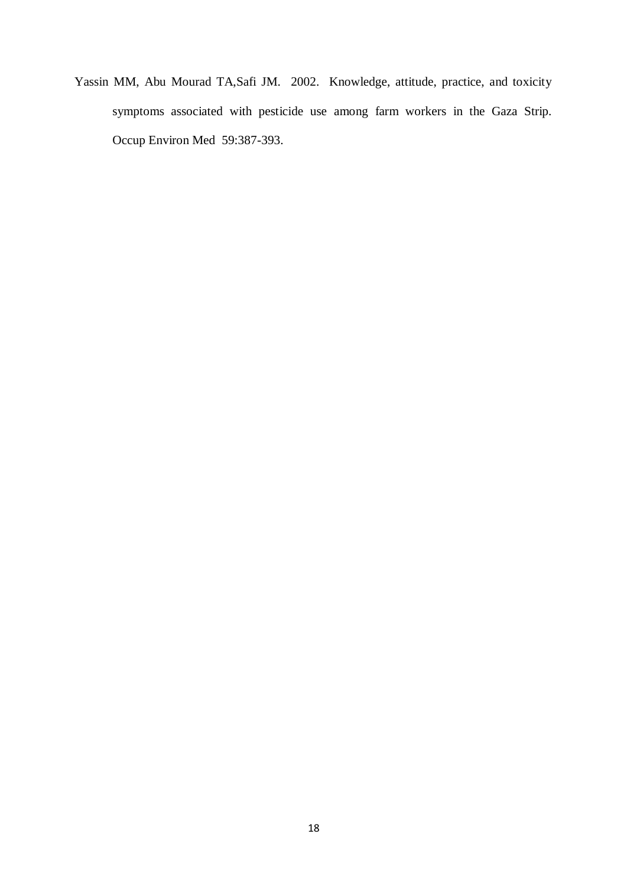Yassin MM, Abu Mourad TA,Safi JM. 2002. Knowledge, attitude, practice, and toxicity symptoms associated with pesticide use among farm workers in the Gaza Strip. Occup Environ Med 59:387-393.